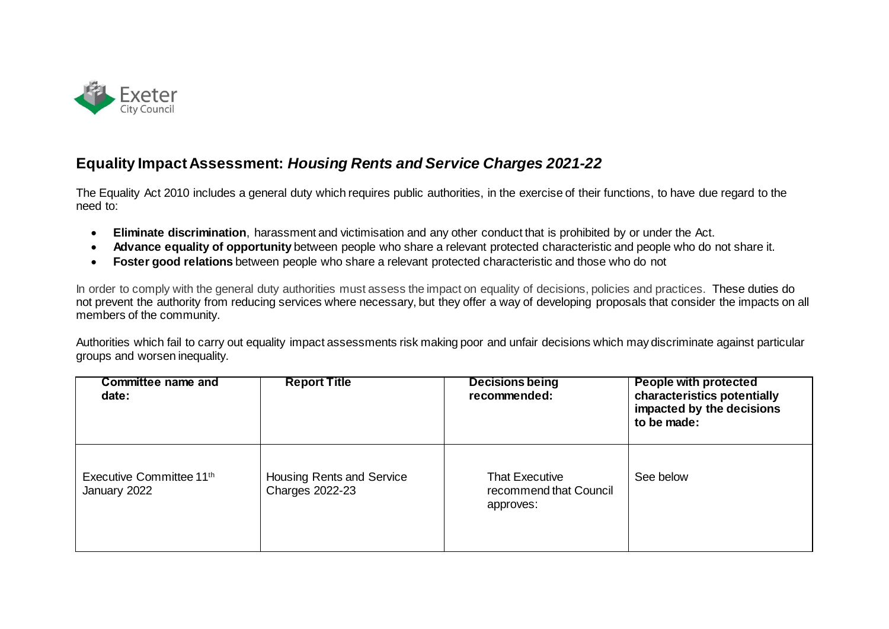# Equality Impact Assessment: *Housing Rents and Service Charges 2021-22*

The Equality Act 2010 includes a general duty which requires public authorities, in the exercise of their functions, to have due regard to the need to:

- **Eliminate discrimination**, harassment and victimisation and any other conduct that is prohibited by or under the Act.
- **Advance equality of opportunity** between people who share a relevant protected characteristic and people who do not share it.
- **Foster good relations** between people who share a relevant protected characteristic and those who do not

In order to comply with the general duty authorities must assess the impact on equality of decisions, policies and practices. These duties do not prevent the authority from reducing services where necessary, but they offer a way of developing proposals that consider the impacts on all members of the community.

Authorities which fail to carry out equality impact assessments risk making poor and unfair decisions which may discriminate against particular groups and worsen inequality.

| **Committee name and date:** | **Report Title** | **Decisions being recommended:** | **People with protected characteristics potentially impacted by the decisions to be made:** |
|---|---|---|---|
| Executive Committee 11th January 2022 | Housing Rents and Service Charges 2022-23 | That Executive recommend that Council approves: | See below |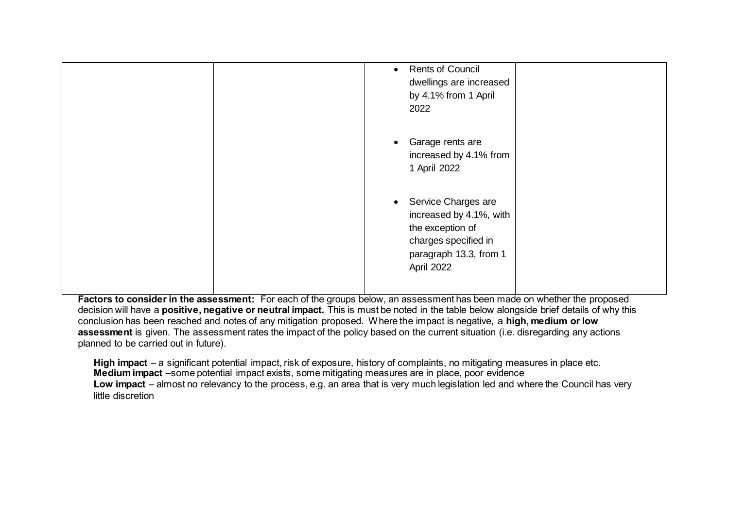| | | | |
|---|---|---|---|
| | | • Rents of Council dwellings are increased by 4.1% from 1 April 2022<br><br>• Garage rents are increased by 4.1% from 1 April 2022<br><br>• Service Charges are increased by 4.1%, with the exception of charges specified in paragraph 13.3, from 1 April 2022 | |

**Factors to consider in the assessment:** For each of the groups below, an assessment has been made on whether the proposed decision will have a **positive, negative or neutral impact.** This is must be noted in the table below alongside brief details of why this conclusion has been reached and notes of any mitigation proposed. Where the impact is negative, a **high, medium or low assessment** is given. The assessment rates the impact of the policy based on the current situation (i.e. disregarding any actions planned to be carried out in future).

**High impact** – a significant potential impact, risk of exposure, history of complaints, no mitigating measures in place etc.
**Medium impact** –some potential impact exists, some mitigating measures are in place, poor evidence
**Low impact** – almost no relevancy to the process, e.g. an area that is very much legislation led and where the Council has very little discretion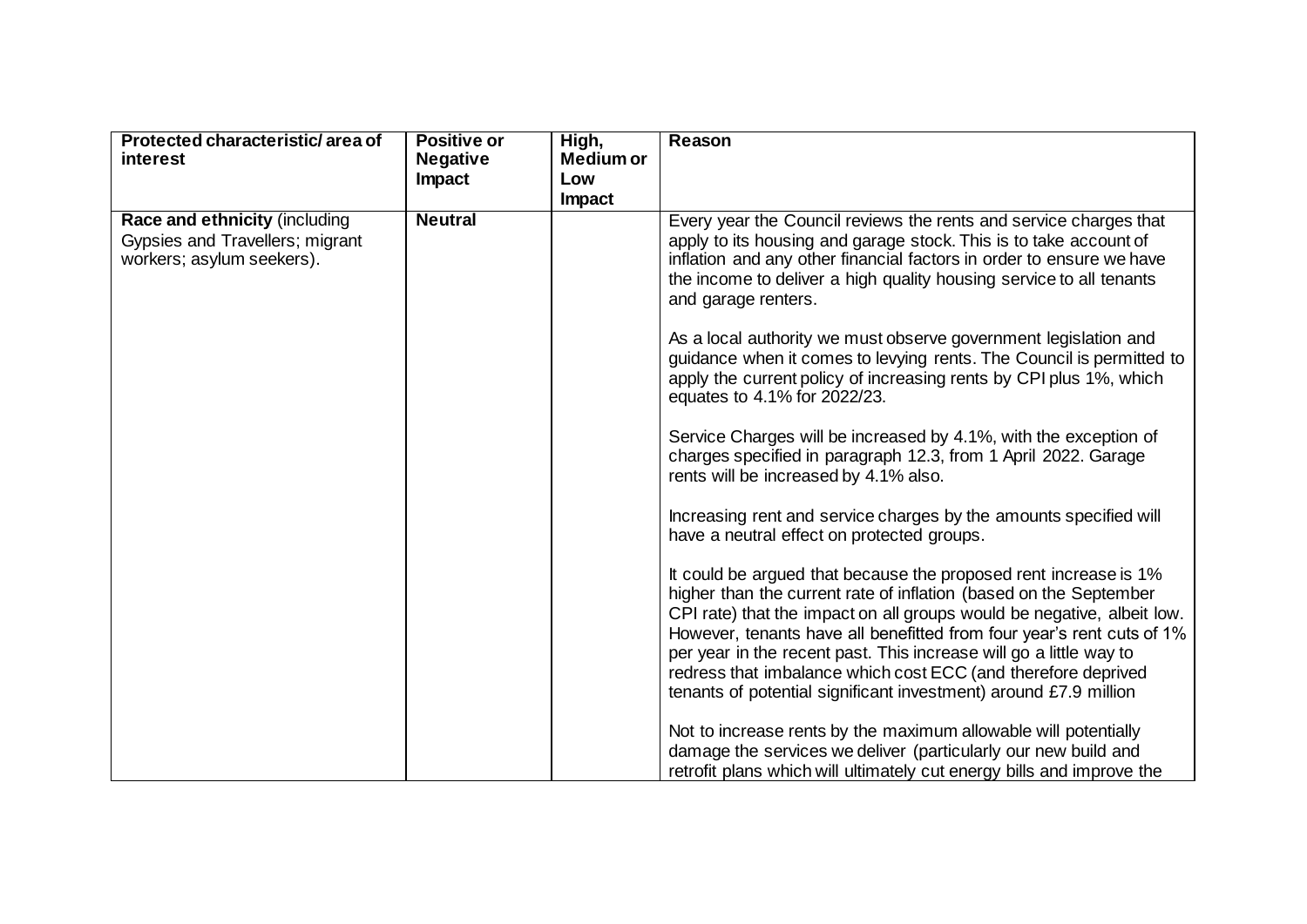| Protected characteristic/ area of interest | Positive or Negative Impact | High, Medium or Low Impact | Reason |
| --- | --- | --- | --- |
| **Race and ethnicity** (including Gypsies and Travellers; migrant workers; asylum seekers). | **Neutral** | | Every year the Council reviews the rents and service charges that apply to its housing and garage stock. This is to take account of inflation and any other financial factors in order to ensure we have the income to deliver a high quality housing service to all tenants and garage renters.<br><br>As a local authority we must observe government legislation and guidance when it comes to levying rents. The Council is permitted to apply the current policy of increasing rents by CPI plus 1%, which equates to 4.1% for 2022/23.<br><br>Service Charges will be increased by 4.1%, with the exception of charges specified in paragraph 12.3, from 1 April 2022. Garage rents will be increased by 4.1% also.<br><br>Increasing rent and service charges by the amounts specified will have a neutral effect on protected groups.<br><br>It could be argued that because the proposed rent increase is 1% higher than the current rate of inflation (based on the September CPI rate) that the impact on all groups would be negative, albeit low. However, tenants have all benefitted from four year's rent cuts of 1% per year in the recent past. This increase will go a little way to redress that imbalance which cost ECC (and therefore deprived tenants of potential significant investment) around £7.9 million<br><br>Not to increase rents by the maximum allowable will potentially damage the services we deliver (particularly our new build and retrofit plans which will ultimately cut energy bills and improve the |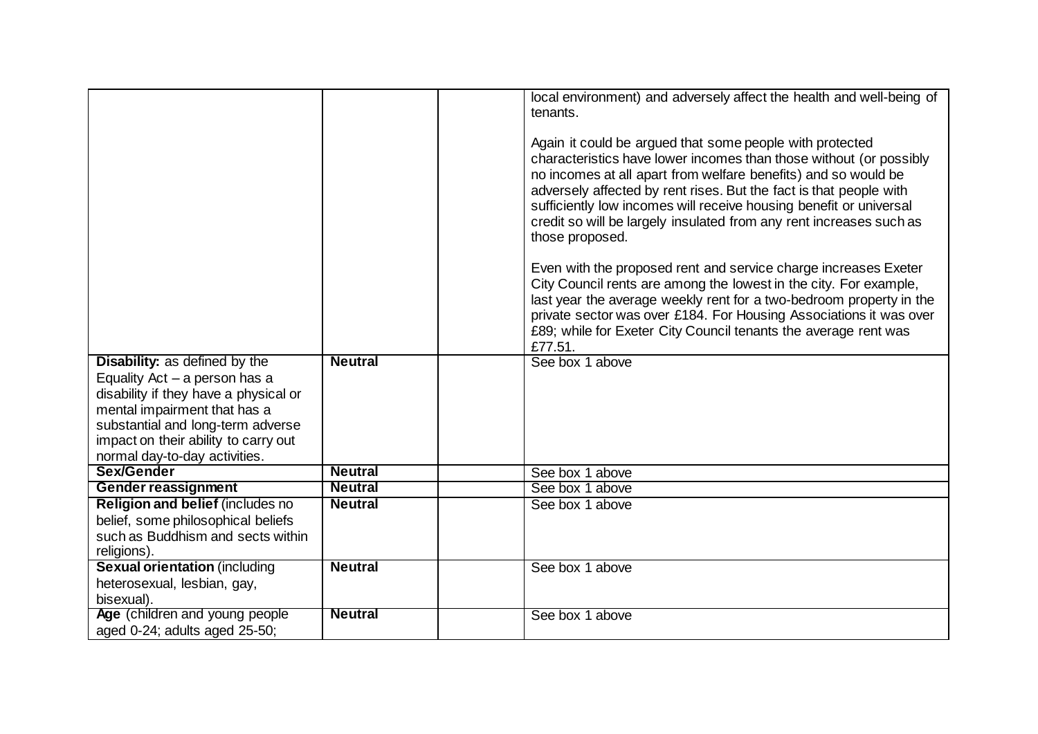| | | | |
|---|---|---|---|
| | | | local environment) and adversely affect the health and well-being of tenants.<br><br>Again it could be argued that some people with protected characteristics have lower incomes than those without (or possibly no incomes at all apart from welfare benefits) and so would be adversely affected by rent rises. But the fact is that people with sufficiently low incomes will receive housing benefit or universal credit so will be largely insulated from any rent increases such as those proposed.<br><br>Even with the proposed rent and service charge increases Exeter City Council rents are among the lowest in the city. For example, last year the average weekly rent for a two-bedroom property in the private sector was over £184. For Housing Associations it was over £89; while for Exeter City Council tenants the average rent was £77.51. |
| **Disability:** as defined by the Equality Act – a person has a disability if they have a physical or mental impairment that has a substantial and long-term adverse impact on their ability to carry out normal day-to-day activities. | **Neutral** | | See box 1 above |
| **Sex/Gender** | **Neutral** | | See box 1 above |
| **Gender reassignment** | **Neutral** | | See box 1 above |
| **Religion and belief** (includes no belief, some philosophical beliefs such as Buddhism and sects within religions). | **Neutral** | | See box 1 above |
| **Sexual orientation** (including heterosexual, lesbian, gay, bisexual). | **Neutral** | | See box 1 above |
| **Age** (children and young people aged 0-24; adults aged 25-50; | **Neutral** | | See box 1 above |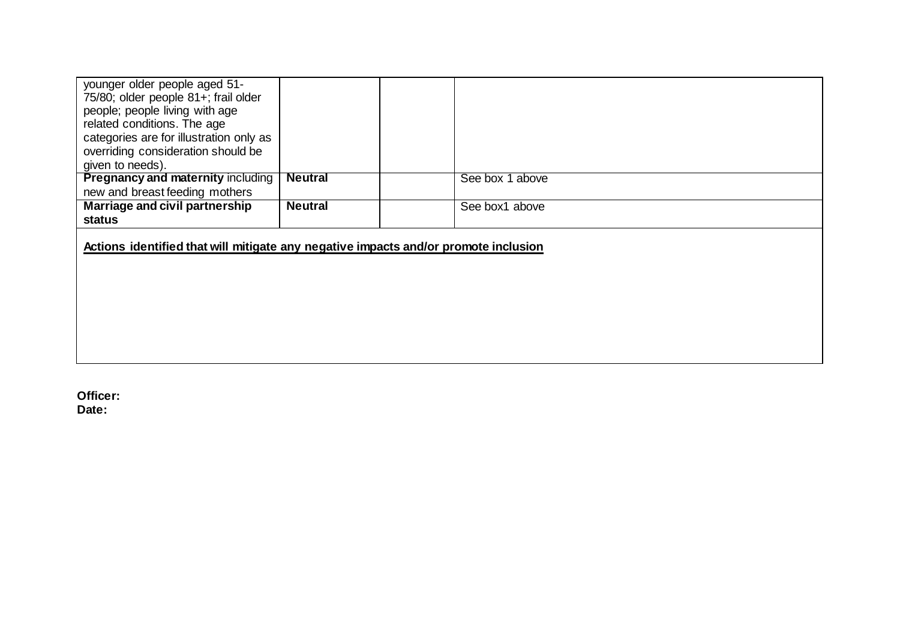| | | | |
|---|---|---|---|
| younger older people aged 51-75/80; older people 81+; frail older people; people living with age related conditions. The age categories are for illustration only as overriding consideration should be given to needs). | | | |
| **Pregnancy and maternity** including new and breast feeding mothers | **Neutral** | | See box 1 above |
| **Marriage and civil partnership status** | **Neutral** | | See box1 above |

**Actions identified that will mitigate any negative impacts and/or promote inclusion**

**Officer:**
**Date:**